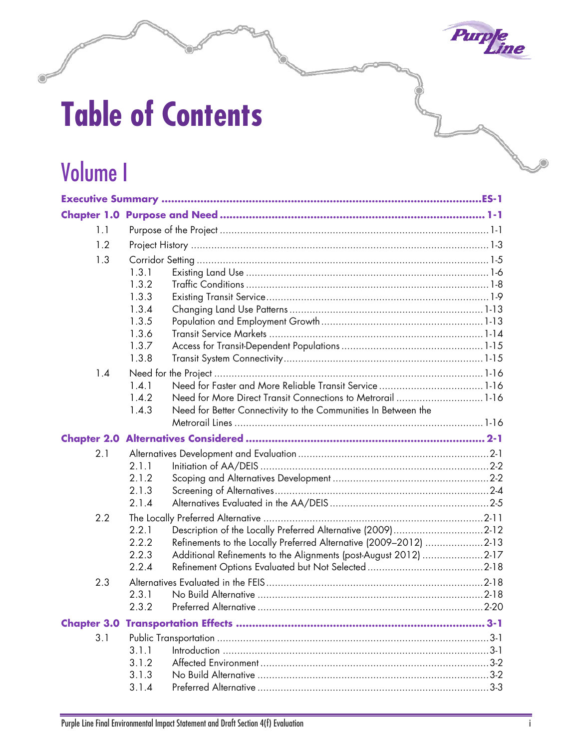# Table of Contents

## Volume I

| | | |
|---|---|---|
| **Executive Summary** | | **ES-1** |
| **Chapter 1.0 Purpose and Need** | | **1-1** |
| 1.1 | Purpose of the Project | 1-1 |
| 1.2 | Project History | 1-3 |
| 1.3 | Corridor Setting | 1-5 |
| | 1.3.1 Existing Land Use | 1-6 |
| | 1.3.2 Traffic Conditions | 1-8 |
| | 1.3.3 Existing Transit Service | 1-9 |
| | 1.3.4 Changing Land Use Patterns | 1-13 |
| | 1.3.5 Population and Employment Growth | 1-13 |
| | 1.3.6 Transit Service Markets | 1-14 |
| | 1.3.7 Access for Transit-Dependent Populations | 1-15 |
| | 1.3.8 Transit System Connectivity | 1-15 |
| 1.4 | Need for the Project | 1-16 |
| | 1.4.1 Need for Faster and More Reliable Transit Service | 1-16 |
| | 1.4.2 Need for More Direct Transit Connections to Metrorail | 1-16 |
| | 1.4.3 Need for Better Connectivity to the Communities In Between the Metrorail Lines | 1-16 |
| **Chapter 2.0 Alternatives Considered** | | **2-1** |
| 2.1 | Alternatives Development and Evaluation | 2-1 |
| | 2.1.1 Initiation of AA/DEIS | 2-2 |
| | 2.1.2 Scoping and Alternatives Development | 2-2 |
| | 2.1.3 Screening of Alternatives | 2-4 |
| | 2.1.4 Alternatives Evaluated in the AA/DEIS | 2-5 |
| 2.2 | The Locally Preferred Alternative | 2-11 |
| | 2.2.1 Description of the Locally Preferred Alternative (2009) | 2-12 |
| | 2.2.2 Refinements to the Locally Preferred Alternative (2009–2012) | 2-13 |
| | 2.2.3 Additional Refinements to the Alignments (post-August 2012) | 2-17 |
| | 2.2.4 Refinement Options Evaluated but Not Selected | 2-18 |
| 2.3 | Alternatives Evaluated in the FEIS | 2-18 |
| | 2.3.1 No Build Alternative | 2-18 |
| | 2.3.2 Preferred Alternative | 2-20 |
| **Chapter 3.0 Transportation Effects** | | **3-1** |
| 3.1 | Public Transportation | 3-1 |
| | 3.1.1 Introduction | 3-1 |
| | 3.1.2 Affected Environment | 3-2 |
| | 3.1.3 No Build Alternative | 3-2 |
| | 3.1.4 Preferred Alternative | 3-3 |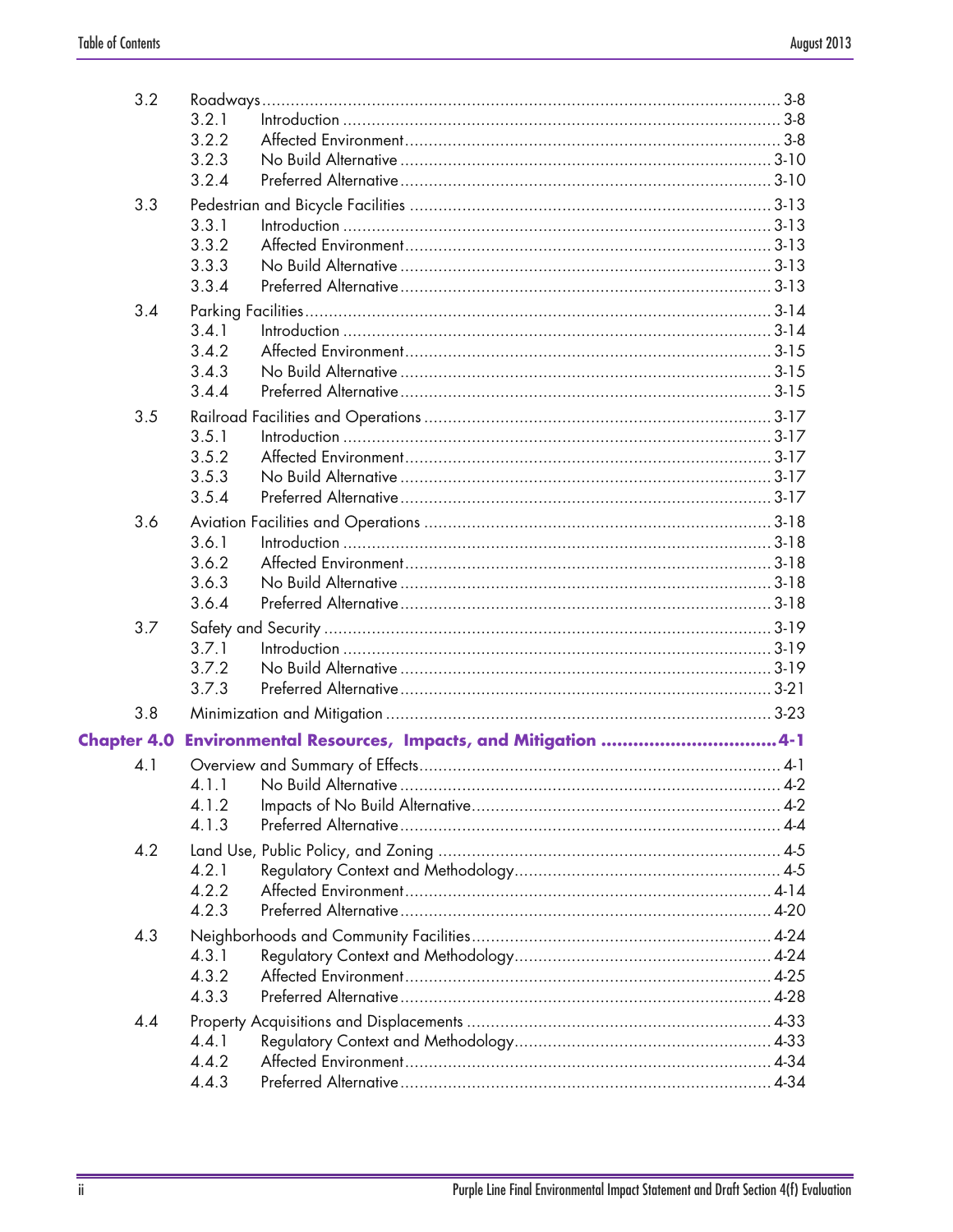3.2 Roadways ... 3-8
- 3.2.1 Introduction ... 3-8
- 3.2.2 Affected Environment ... 3-8
- 3.2.3 No Build Alternative ... 3-10
- 3.2.4 Preferred Alternative ... 3-10

3.3 Pedestrian and Bicycle Facilities ... 3-13
- 3.3.1 Introduction ... 3-13
- 3.3.2 Affected Environment ... 3-13
- 3.3.3 No Build Alternative ... 3-13
- 3.3.4 Preferred Alternative ... 3-13

3.4 Parking Facilities ... 3-14
- 3.4.1 Introduction ... 3-14
- 3.4.2 Affected Environment ... 3-15
- 3.4.3 No Build Alternative ... 3-15
- 3.4.4 Preferred Alternative ... 3-15

3.5 Railroad Facilities and Operations ... 3-17
- 3.5.1 Introduction ... 3-17
- 3.5.2 Affected Environment ... 3-17
- 3.5.3 No Build Alternative ... 3-17
- 3.5.4 Preferred Alternative ... 3-17

3.6 Aviation Facilities and Operations ... 3-18
- 3.6.1 Introduction ... 3-18
- 3.6.2 Affected Environment ... 3-18
- 3.6.3 No Build Alternative ... 3-18
- 3.6.4 Preferred Alternative ... 3-18

3.7 Safety and Security ... 3-19
- 3.7.1 Introduction ... 3-19
- 3.7.2 No Build Alternative ... 3-19
- 3.7.3 Preferred Alternative ... 3-21

3.8 Minimization and Mitigation ... 3-23

**Chapter 4.0 Environmental Resources, Impacts, and Mitigation ... 4-1**

4.1 Overview and Summary of Effects ... 4-1
- 4.1.1 No Build Alternative ... 4-2
- 4.1.2 Impacts of No Build Alternative ... 4-2
- 4.1.3 Preferred Alternative ... 4-4

4.2 Land Use, Public Policy, and Zoning ... 4-5
- 4.2.1 Regulatory Context and Methodology ... 4-5
- 4.2.2 Affected Environment ... 4-14
- 4.2.3 Preferred Alternative ... 4-20

4.3 Neighborhoods and Community Facilities ... 4-24
- 4.3.1 Regulatory Context and Methodology ... 4-24
- 4.3.2 Affected Environment ... 4-25
- 4.3.3 Preferred Alternative ... 4-28

4.4 Property Acquisitions and Displacements ... 4-33
- 4.4.1 Regulatory Context and Methodology ... 4-33
- 4.4.2 Affected Environment ... 4-34
- 4.4.3 Preferred Alternative ... 4-34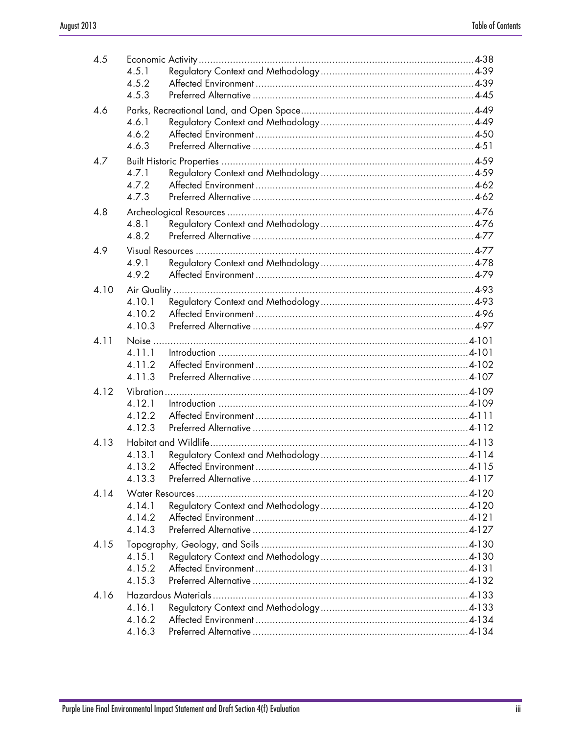| | | |
|---|---|---|
| 4.5 | Economic Activity | 4-38 |
| | 4.5.1 Regulatory Context and Methodology | 4-39 |
| | 4.5.2 Affected Environment | 4-39 |
| | 4.5.3 Preferred Alternative | 4-45 |
| 4.6 | Parks, Recreational Land, and Open Space | 4-49 |
| | 4.6.1 Regulatory Context and Methodology | 4-49 |
| | 4.6.2 Affected Environment | 4-50 |
| | 4.6.3 Preferred Alternative | 4-51 |
| 4.7 | Built Historic Properties | 4-59 |
| | 4.7.1 Regulatory Context and Methodology | 4-59 |
| | 4.7.2 Affected Environment | 4-62 |
| | 4.7.3 Preferred Alternative | 4-62 |
| 4.8 | Archeological Resources | 4-76 |
| | 4.8.1 Regulatory Context and Methodology | 4-76 |
| | 4.8.2 Preferred Alternative | 4-77 |
| 4.9 | Visual Resources | 4-77 |
| | 4.9.1 Regulatory Context and Methodology | 4-78 |
| | 4.9.2 Affected Environment | 4-79 |
| 4.10 | Air Quality | 4-93 |
| | 4.10.1 Regulatory Context and Methodology | 4-93 |
| | 4.10.2 Affected Environment | 4-96 |
| | 4.10.3 Preferred Alternative | 4-97 |
| 4.11 | Noise | 4-101 |
| | 4.11.1 Introduction | 4-101 |
| | 4.11.2 Affected Environment | 4-102 |
| | 4.11.3 Preferred Alternative | 4-107 |
| 4.12 | Vibration | 4-109 |
| | 4.12.1 Introduction | 4-109 |
| | 4.12.2 Affected Environment | 4-111 |
| | 4.12.3 Preferred Alternative | 4-112 |
| 4.13 | Habitat and Wildlife | 4-113 |
| | 4.13.1 Regulatory Context and Methodology | 4-114 |
| | 4.13.2 Affected Environment | 4-115 |
| | 4.13.3 Preferred Alternative | 4-117 |
| 4.14 | Water Resources | 4-120 |
| | 4.14.1 Regulatory Context and Methodology | 4-120 |
| | 4.14.2 Affected Environment | 4-121 |
| | 4.14.3 Preferred Alternative | 4-127 |
| 4.15 | Topography, Geology, and Soils | 4-130 |
| | 4.15.1 Regulatory Context and Methodology | 4-130 |
| | 4.15.2 Affected Environment | 4-131 |
| | 4.15.3 Preferred Alternative | 4-132 |
| 4.16 | Hazardous Materials | 4-133 |
| | 4.16.1 Regulatory Context and Methodology | 4-133 |
| | 4.16.2 Affected Environment | 4-134 |
| | 4.16.3 Preferred Alternative | 4-134 |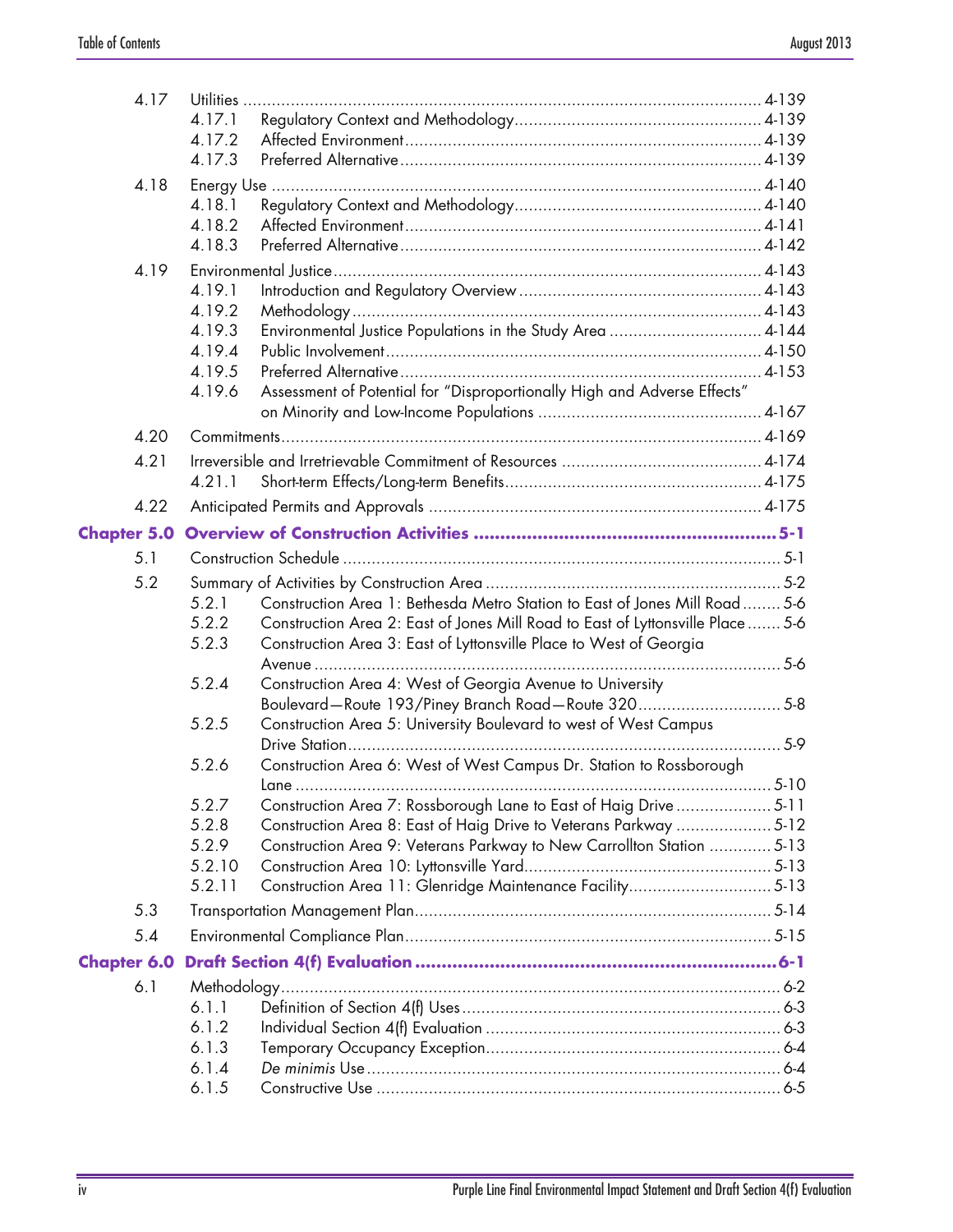| | | |
|---|---|---|
| 4.17 | Utilities | 4-139 |
| | 4.17.1 Regulatory Context and Methodology | 4-139 |
| | 4.17.2 Affected Environment | 4-139 |
| | 4.17.3 Preferred Alternative | 4-139 |
| 4.18 | Energy Use | 4-140 |
| | 4.18.1 Regulatory Context and Methodology | 4-140 |
| | 4.18.2 Affected Environment | 4-141 |
| | 4.18.3 Preferred Alternative | 4-142 |
| 4.19 | Environmental Justice | 4-143 |
| | 4.19.1 Introduction and Regulatory Overview | 4-143 |
| | 4.19.2 Methodology | 4-143 |
| | 4.19.3 Environmental Justice Populations in the Study Area | 4-144 |
| | 4.19.4 Public Involvement | 4-150 |
| | 4.19.5 Preferred Alternative | 4-153 |
| | 4.19.6 Assessment of Potential for "Disproportionally High and Adverse Effects" on Minority and Low-Income Populations | 4-167 |
| 4.20 | Commitments | 4-169 |
| 4.21 | Irreversible and Irretrievable Commitment of Resources | 4-174 |
| | 4.21.1 Short-term Effects/Long-term Benefits | 4-175 |
| 4.22 | Anticipated Permits and Approvals | 4-175 |
| **Chapter 5.0** | **Overview of Construction Activities** | **5-1** |
| 5.1 | Construction Schedule | 5-1 |
| 5.2 | Summary of Activities by Construction Area | 5-2 |
| | 5.2.1 Construction Area 1: Bethesda Metro Station to East of Jones Mill Road | 5-6 |
| | 5.2.2 Construction Area 2: East of Jones Mill Road to East of Lyttonsville Place | 5-6 |
| | 5.2.3 Construction Area 3: East of Lyttonsville Place to West of Georgia Avenue | 5-6 |
| | 5.2.4 Construction Area 4: West of Georgia Avenue to University Boulevard—Route 193/Piney Branch Road—Route 320 | 5-8 |
| | 5.2.5 Construction Area 5: University Boulevard to west of West Campus Drive Station | 5-9 |
| | 5.2.6 Construction Area 6: West of West Campus Dr. Station to Rossborough Lane | 5-10 |
| | 5.2.7 Construction Area 7: Rossborough Lane to East of Haig Drive | 5-11 |
| | 5.2.8 Construction Area 8: East of Haig Drive to Veterans Parkway | 5-12 |
| | 5.2.9 Construction Area 9: Veterans Parkway to New Carrollton Station | 5-13 |
| | 5.2.10 Construction Area 10: Lyttonsville Yard | 5-13 |
| | 5.2.11 Construction Area 11: Glenridge Maintenance Facility | 5-13 |
| 5.3 | Transportation Management Plan | 5-14 |
| 5.4 | Environmental Compliance Plan | 5-15 |
| **Chapter 6.0** | **Draft Section 4(f) Evaluation** | **6-1** |
| 6.1 | Methodology | 6-2 |
| | 6.1.1 Definition of Section 4(f) Uses | 6-3 |
| | 6.1.2 Individual Section 4(f) Evaluation | 6-3 |
| | 6.1.3 Temporary Occupancy Exception | 6-4 |
| | 6.1.4 *De minimis* Use | 6-4 |
| | 6.1.5 Constructive Use | 6-5 |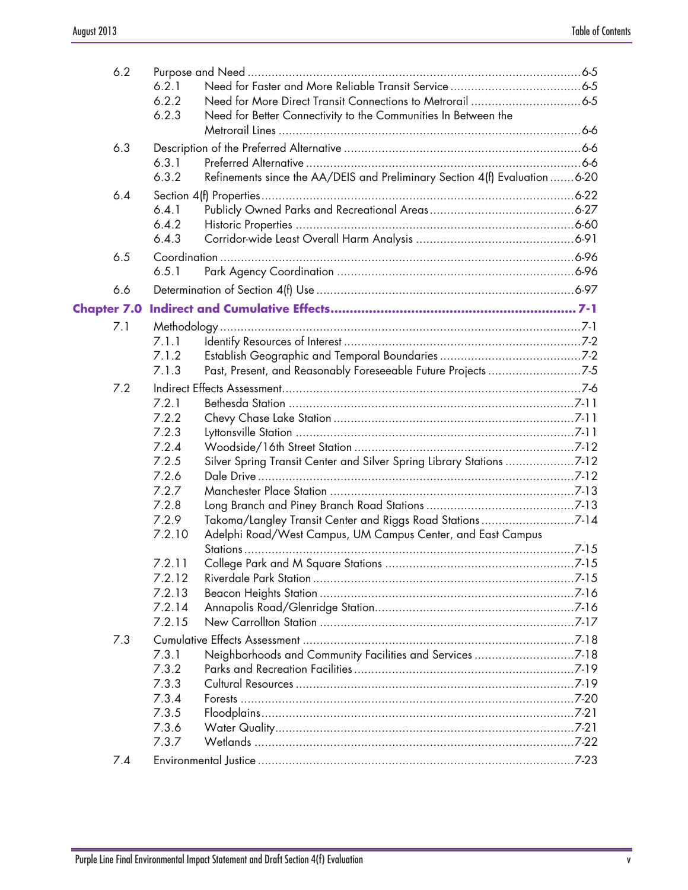| | | |
|---|---|---|
| 6.2 | Purpose and Need | 6-5 |
| 6.2.1 | Need for Faster and More Reliable Transit Service | 6-5 |
| 6.2.2 | Need for More Direct Transit Connections to Metrorail | 6-5 |
| 6.2.3 | Need for Better Connectivity to the Communities In Between the Metrorail Lines | 6-6 |
| 6.3 | Description of the Preferred Alternative | 6-6 |
| 6.3.1 | Preferred Alternative | 6-6 |
| 6.3.2 | Refinements since the AA/DEIS and Preliminary Section 4(f) Evaluation | 6-20 |
| 6.4 | Section 4(f) Properties | 6-22 |
| 6.4.1 | Publicly Owned Parks and Recreational Areas | 6-27 |
| 6.4.2 | Historic Properties | 6-60 |
| 6.4.3 | Corridor-wide Least Overall Harm Analysis | 6-91 |
| 6.5 | Coordination | 6-96 |
| 6.5.1 | Park Agency Coordination | 6-96 |
| 6.6 | Determination of Section 4(f) Use | 6-97 |
| **Chapter 7.0** | **Indirect and Cumulative Effects** | **7-1** |
| 7.1 | Methodology | 7-1 |
| 7.1.1 | Identify Resources of Interest | 7-2 |
| 7.1.2 | Establish Geographic and Temporal Boundaries | 7-2 |
| 7.1.3 | Past, Present, and Reasonably Foreseeable Future Projects | 7-5 |
| 7.2 | Indirect Effects Assessment | 7-6 |
| 7.2.1 | Bethesda Station | 7-11 |
| 7.2.2 | Chevy Chase Lake Station | 7-11 |
| 7.2.3 | Lyttonsville Station | 7-11 |
| 7.2.4 | Woodside/16th Street Station | 7-12 |
| 7.2.5 | Silver Spring Transit Center and Silver Spring Library Stations | 7-12 |
| 7.2.6 | Dale Drive | 7-12 |
| 7.2.7 | Manchester Place Station | 7-13 |
| 7.2.8 | Long Branch and Piney Branch Road Stations | 7-13 |
| 7.2.9 | Takoma/Langley Transit Center and Riggs Road Stations | 7-14 |
| 7.2.10 | Adelphi Road/West Campus, UM Campus Center, and East Campus Stations | 7-15 |
| 7.2.11 | College Park and M Square Stations | 7-15 |
| 7.2.12 | Riverdale Park Station | 7-15 |
| 7.2.13 | Beacon Heights Station | 7-16 |
| 7.2.14 | Annapolis Road/Glenridge Station | 7-16 |
| 7.2.15 | New Carrollton Station | 7-17 |
| 7.3 | Cumulative Effects Assessment | 7-18 |
| 7.3.1 | Neighborhoods and Community Facilities and Services | 7-18 |
| 7.3.2 | Parks and Recreation Facilities | 7-19 |
| 7.3.3 | Cultural Resources | 7-19 |
| 7.3.4 | Forests | 7-20 |
| 7.3.5 | Floodplains | 7-21 |
| 7.3.6 | Water Quality | 7-21 |
| 7.3.7 | Wetlands | 7-22 |
| 7.4 | Environmental Justice | 7-23 |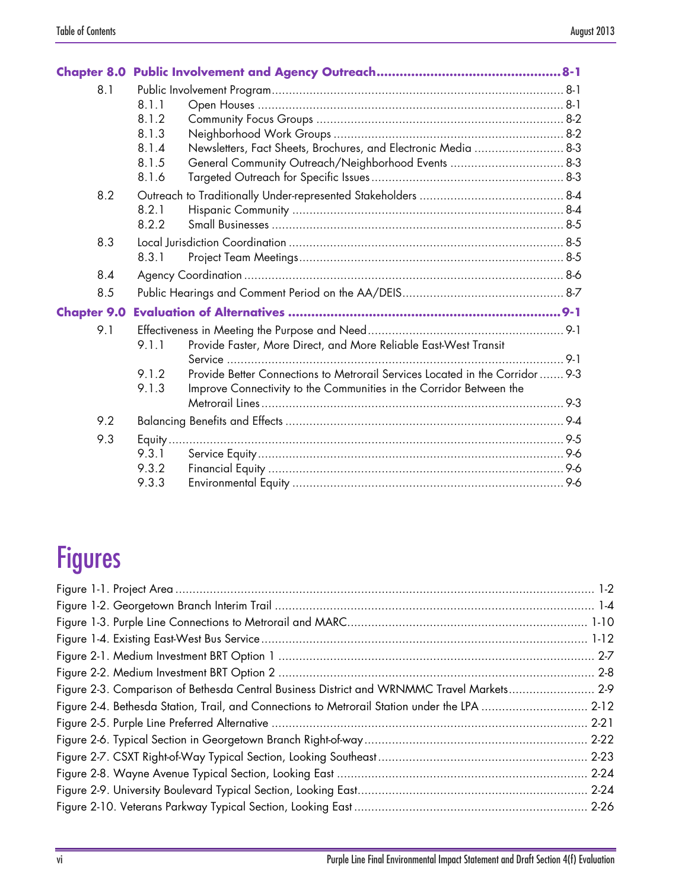**Chapter 8.0 Public Involvement and Agency Outreach .... 8-1**

- 8.1 Public Involvement Program .... 8-1
  - 8.1.1 Open Houses .... 8-1
  - 8.1.2 Community Focus Groups .... 8-2
  - 8.1.3 Neighborhood Work Groups .... 8-2
  - 8.1.4 Newsletters, Fact Sheets, Brochures, and Electronic Media .... 8-3
  - 8.1.5 General Community Outreach/Neighborhood Events .... 8-3
  - 8.1.6 Targeted Outreach for Specific Issues .... 8-3
- 8.2 Outreach to Traditionally Under-represented Stakeholders .... 8-4
  - 8.2.1 Hispanic Community .... 8-4
  - 8.2.2 Small Businesses .... 8-5
- 8.3 Local Jurisdiction Coordination .... 8-5
  - 8.3.1 Project Team Meetings .... 8-5
- 8.4 Agency Coordination .... 8-6
- 8.5 Public Hearings and Comment Period on the AA/DEIS .... 8-7

**Chapter 9.0 Evaluation of Alternatives .... 9-1**

- 9.1 Effectiveness in Meeting the Purpose and Need .... 9-1
  - 9.1.1 Provide Faster, More Direct, and More Reliable East-West Transit Service .... 9-1
  - 9.1.2 Provide Better Connections to Metrorail Services Located in the Corridor .... 9-3
  - 9.1.3 Improve Connectivity to the Communities in the Corridor Between the Metrorail Lines .... 9-3
- 9.2 Balancing Benefits and Effects .... 9-4
- 9.3 Equity .... 9-5
  - 9.3.1 Service Equity .... 9-6
  - 9.3.2 Financial Equity .... 9-6
  - 9.3.3 Environmental Equity .... 9-6

# Figures

- Figure 1-1. Project Area .... 1-2
- Figure 1-2. Georgetown Branch Interim Trail .... 1-4
- Figure 1-3. Purple Line Connections to Metrorail and MARC .... 1-10
- Figure 1-4. Existing East-West Bus Service .... 1-12
- Figure 2-1. Medium Investment BRT Option 1 .... 2-7
- Figure 2-2. Medium Investment BRT Option 2 .... 2-8
- Figure 2-3. Comparison of Bethesda Central Business District and WRNMMC Travel Markets .... 2-9
- Figure 2-4. Bethesda Station, Trail, and Connections to Metrorail Station under the LPA .... 2-12
- Figure 2-5. Purple Line Preferred Alternative .... 2-21
- Figure 2-6. Typical Section in Georgetown Branch Right-of-way .... 2-22
- Figure 2-7. CSXT Right-of-Way Typical Section, Looking Southeast .... 2-23
- Figure 2-8. Wayne Avenue Typical Section, Looking East .... 2-24
- Figure 2-9. University Boulevard Typical Section, Looking East .... 2-24
- Figure 2-10. Veterans Parkway Typical Section, Looking East .... 2-26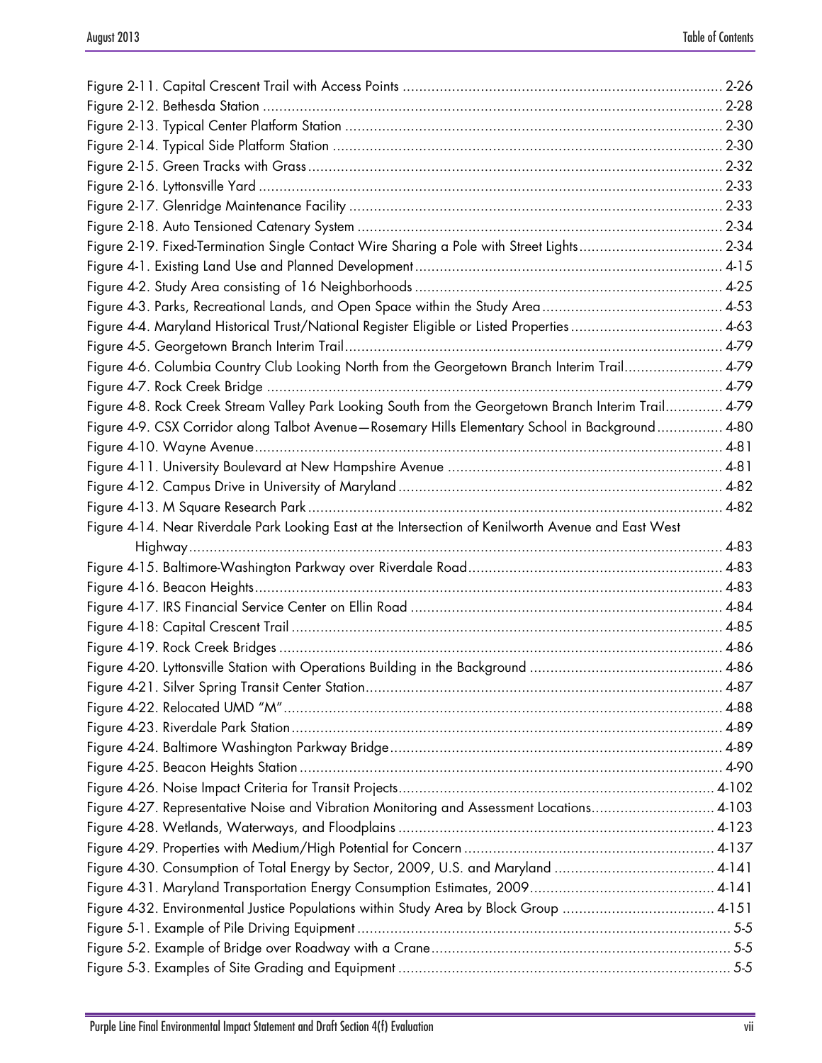Figure 2-11. Capital Crescent Trail with Access Points ............................................................................... 2-26
Figure 2-12. Bethesda Station ............................................................................................................... 2-28
Figure 2-13. Typical Center Platform Station ........................................................................................... 2-30
Figure 2-14. Typical Side Platform Station .............................................................................................. 2-30
Figure 2-15. Green Tracks with Grass ..................................................................................................... 2-32
Figure 2-16. Lyttonsville Yard ................................................................................................................ 2-33
Figure 2-17. Glenridge Maintenance Facility ........................................................................................... 2-33
Figure 2-18. Auto Tensioned Catenary System ........................................................................................ 2-34
Figure 2-19. Fixed-Termination Single Contact Wire Sharing a Pole with Street Lights .................................. 2-34
Figure 4-1. Existing Land Use and Planned Development ........................................................................... 4-15
Figure 4-2. Study Area consisting of 16 Neighborhoods ........................................................................... 4-25
Figure 4-3. Parks, Recreational Lands, and Open Space within the Study Area ........................................... 4-53
Figure 4-4. Maryland Historical Trust/National Register Eligible or Listed Properties ..................................... 4-63
Figure 4-5. Georgetown Branch Interim Trail ........................................................................................... 4-79
Figure 4-6. Columbia Country Club Looking North from the Georgetown Branch Interim Trail ........................ 4-79
Figure 4-7. Rock Creek Bridge .............................................................................................................. 4-79
Figure 4-8. Rock Creek Stream Valley Park Looking South from the Georgetown Branch Interim Trail .............. 4-79
Figure 4-9. CSX Corridor along Talbot Avenue—Rosemary Hills Elementary School in Background ................ 4-80
Figure 4-10. Wayne Avenue ................................................................................................................. 4-81
Figure 4-11. University Boulevard at New Hampshire Avenue .................................................................. 4-81
Figure 4-12. Campus Drive in University of Maryland .............................................................................. 4-82
Figure 4-13. M Square Research Park .................................................................................................... 4-82
Figure 4-14. Near Riverdale Park Looking East at the Intersection of Kenilworth Avenue and East West Highway ................................................................................................................................. 4-83
Figure 4-15. Baltimore-Washington Parkway over Riverdale Road ............................................................. 4-83
Figure 4-16. Beacon Heights ................................................................................................................. 4-83
Figure 4-17. IRS Financial Service Center on Ellin Road ........................................................................... 4-84
Figure 4-18: Capital Crescent Trail ........................................................................................................ 4-85
Figure 4-19. Rock Creek Bridges ........................................................................................................... 4-86
Figure 4-20. Lyttonsville Station with Operations Building in the Background ............................................... 4-86
Figure 4-21. Silver Spring Transit Center Station ...................................................................................... 4-87
Figure 4-22. Relocated UMD "M" .......................................................................................................... 4-88
Figure 4-23. Riverdale Park Station ........................................................................................................ 4-89
Figure 4-24. Baltimore Washington Parkway Bridge ................................................................................. 4-89
Figure 4-25. Beacon Heights Station ...................................................................................................... 4-90
Figure 4-26. Noise Impact Criteria for Transit Projects ............................................................................. 4-102
Figure 4-27. Representative Noise and Vibration Monitoring and Assessment Locations .............................. 4-103
Figure 4-28. Wetlands, Waterways, and Floodplains .............................................................................. 4-123
Figure 4-29. Properties with Medium/High Potential for Concern ............................................................. 4-137
Figure 4-30. Consumption of Total Energy by Sector, 2009, U.S. and Maryland ....................................... 4-141
Figure 4-31. Maryland Transportation Energy Consumption Estimates, 2009 ............................................. 4-141
Figure 4-32. Environmental Justice Populations within Study Area by Block Group ..................................... 4-151
Figure 5-1. Example of Pile Driving Equipment ........................................................................................... 5-5
Figure 5-2. Example of Bridge over Roadway with a Crane ......................................................................... 5-5
Figure 5-3. Examples of Site Grading and Equipment ................................................................................. 5-5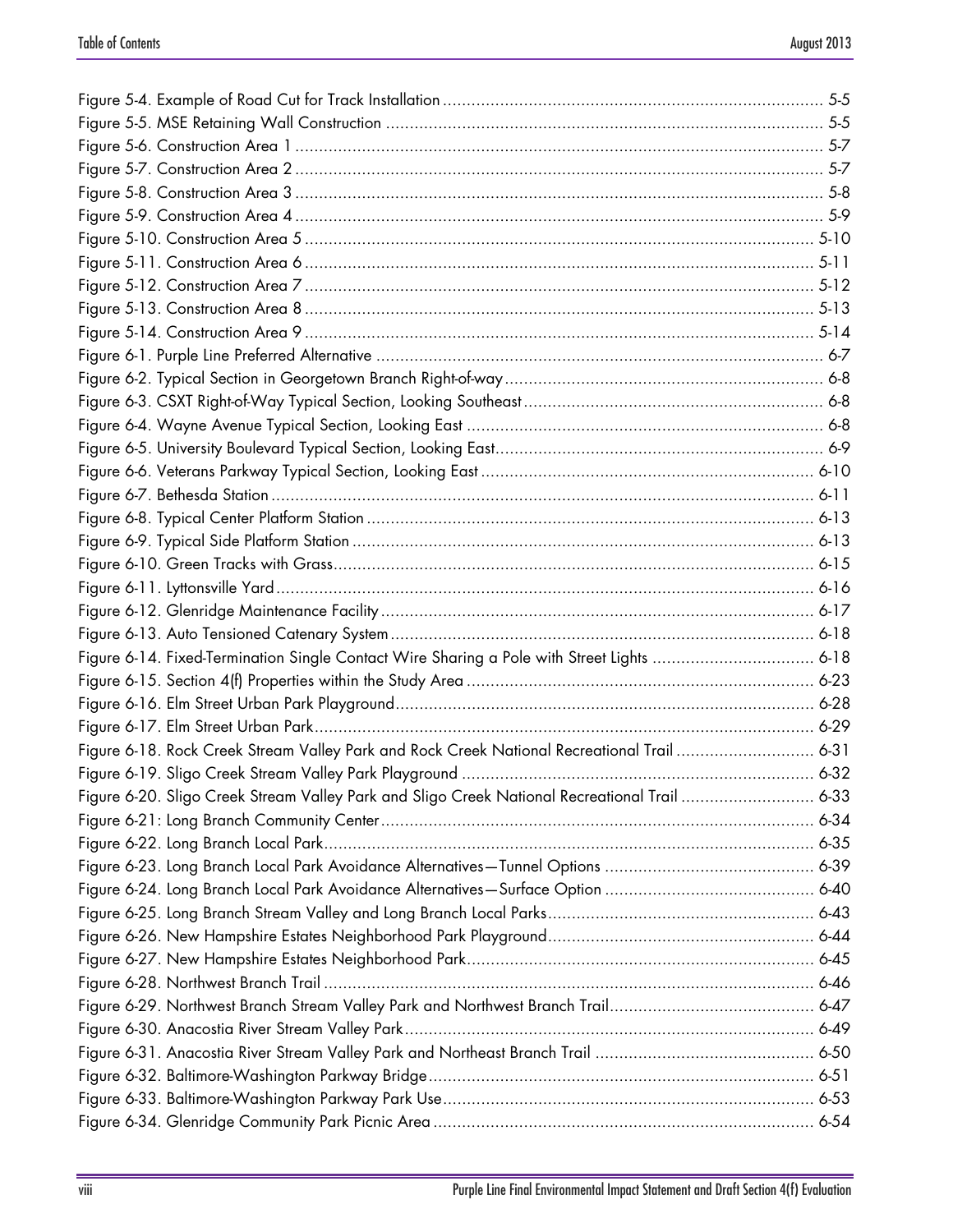Figure 5-4. Example of Road Cut for Track Installation ........ 5-5
Figure 5-5. MSE Retaining Wall Construction ........ 5-5
Figure 5-6. Construction Area 1 ........ 5-7
Figure 5-7. Construction Area 2 ........ 5-7
Figure 5-8. Construction Area 3 ........ 5-8
Figure 5-9. Construction Area 4 ........ 5-9
Figure 5-10. Construction Area 5 ........ 5-10
Figure 5-11. Construction Area 6 ........ 5-11
Figure 5-12. Construction Area 7 ........ 5-12
Figure 5-13. Construction Area 8 ........ 5-13
Figure 5-14. Construction Area 9 ........ 5-14
Figure 6-1. Purple Line Preferred Alternative ........ 6-7
Figure 6-2. Typical Section in Georgetown Branch Right-of-way ........ 6-8
Figure 6-3. CSXT Right-of-Way Typical Section, Looking Southeast ........ 6-8
Figure 6-4. Wayne Avenue Typical Section, Looking East ........ 6-8
Figure 6-5. University Boulevard Typical Section, Looking East ........ 6-9
Figure 6-6. Veterans Parkway Typical Section, Looking East ........ 6-10
Figure 6-7. Bethesda Station ........ 6-11
Figure 6-8. Typical Center Platform Station ........ 6-13
Figure 6-9. Typical Side Platform Station ........ 6-13
Figure 6-10. Green Tracks with Grass ........ 6-15
Figure 6-11. Lyttonsville Yard ........ 6-16
Figure 6-12. Glenridge Maintenance Facility ........ 6-17
Figure 6-13. Auto Tensioned Catenary System ........ 6-18
Figure 6-14. Fixed-Termination Single Contact Wire Sharing a Pole with Street Lights ........ 6-18
Figure 6-15. Section 4(f) Properties within the Study Area ........ 6-23
Figure 6-16. Elm Street Urban Park Playground ........ 6-28
Figure 6-17. Elm Street Urban Park ........ 6-29
Figure 6-18. Rock Creek Stream Valley Park and Rock Creek National Recreational Trail ........ 6-31
Figure 6-19. Sligo Creek Stream Valley Park Playground ........ 6-32
Figure 6-20. Sligo Creek Stream Valley Park and Sligo Creek National Recreational Trail ........ 6-33
Figure 6-21: Long Branch Community Center ........ 6-34
Figure 6-22. Long Branch Local Park ........ 6-35
Figure 6-23. Long Branch Local Park Avoidance Alternatives—Tunnel Options ........ 6-39
Figure 6-24. Long Branch Local Park Avoidance Alternatives—Surface Option ........ 6-40
Figure 6-25. Long Branch Stream Valley and Long Branch Local Parks ........ 6-43
Figure 6-26. New Hampshire Estates Neighborhood Park Playground ........ 6-44
Figure 6-27. New Hampshire Estates Neighborhood Park ........ 6-45
Figure 6-28. Northwest Branch Trail ........ 6-46
Figure 6-29. Northwest Branch Stream Valley Park and Northwest Branch Trail ........ 6-47
Figure 6-30. Anacostia River Stream Valley Park ........ 6-49
Figure 6-31. Anacostia River Stream Valley Park and Northeast Branch Trail ........ 6-50
Figure 6-32. Baltimore-Washington Parkway Bridge ........ 6-51
Figure 6-33. Baltimore-Washington Parkway Park Use ........ 6-53
Figure 6-34. Glenridge Community Park Picnic Area ........ 6-54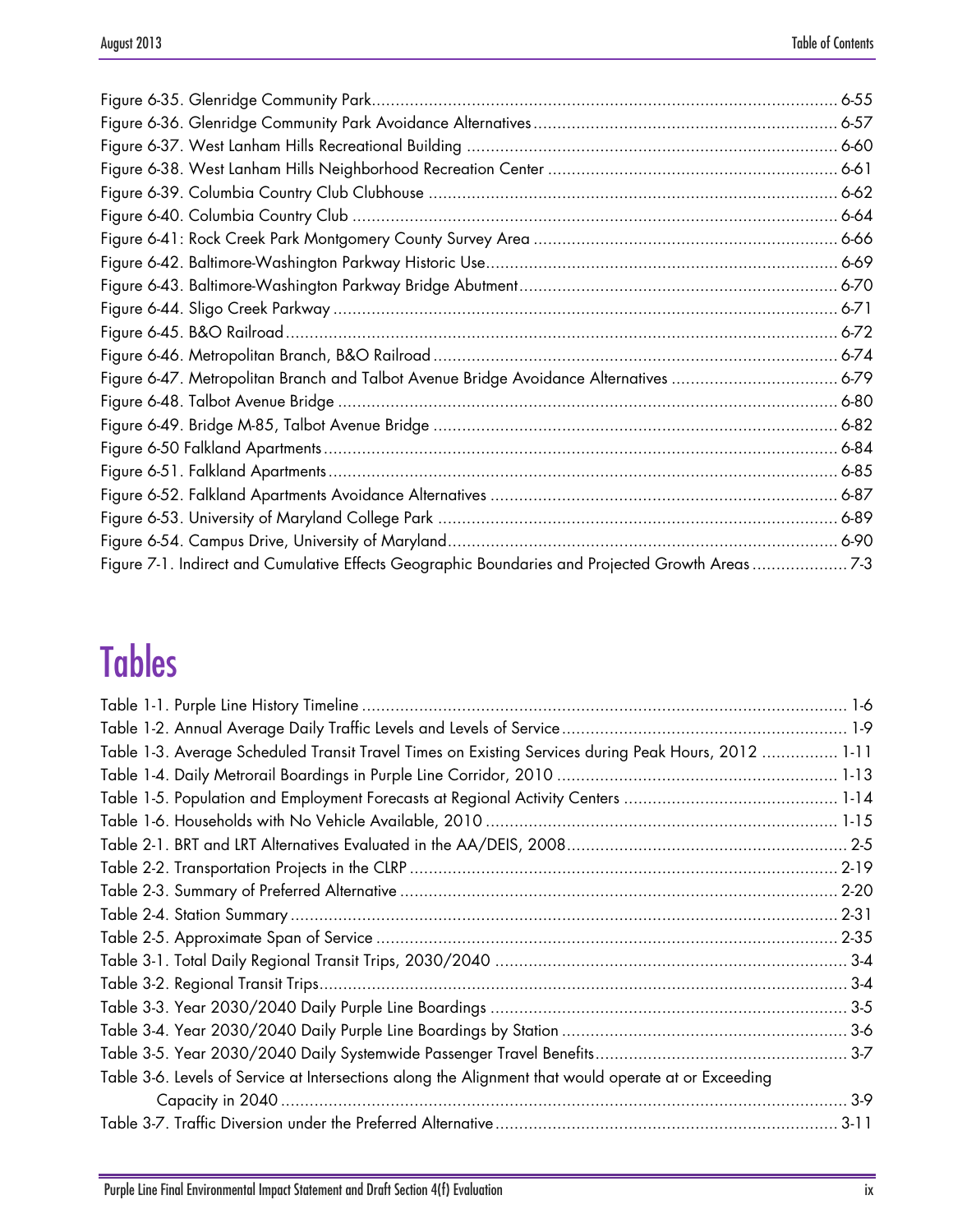Figure 6-35. Glenridge Community Park.......................................................................................... 6-55
Figure 6-36. Glenridge Community Park Avoidance Alternatives ................................................ 6-57
Figure 6-37. West Lanham Hills Recreational Building .............................................................. 6-60
Figure 6-38. West Lanham Hills Neighborhood Recreation Center ............................................ 6-61
Figure 6-39. Columbia Country Club Clubhouse ...................................................................... 6-62
Figure 6-40. Columbia Country Club ........................................................................................ 6-64
Figure 6-41: Rock Creek Park Montgomery County Survey Area ............................................... 6-66
Figure 6-42. Baltimore-Washington Parkway Historic Use......................................................... 6-69
Figure 6-43. Baltimore-Washington Parkway Bridge Abutment.................................................. 6-70
Figure 6-44. Sligo Creek Parkway ............................................................................................ 6-71
Figure 6-45. B&O Railroad ...................................................................................................... 6-72
Figure 6-46. Metropolitan Branch, B&O Railroad ..................................................................... 6-74
Figure 6-47. Metropolitan Branch and Talbot Avenue Bridge Avoidance Alternatives .................. 6-79
Figure 6-48. Talbot Avenue Bridge ........................................................................................... 6-80
Figure 6-49. Bridge M-85, Talbot Avenue Bridge ..................................................................... 6-82
Figure 6-50 Falkland Apartments ............................................................................................. 6-84
Figure 6-51. Falkland Apartments ............................................................................................ 6-85
Figure 6-52. Falkland Apartments Avoidance Alternatives ........................................................ 6-87
Figure 6-53. University of Maryland College Park .................................................................... 6-89
Figure 6-54. Campus Drive, University of Maryland.................................................................. 6-90
Figure 7-1. Indirect and Cumulative Effects Geographic Boundaries and Projected Growth Areas .................... 7-3

# Tables

Table 1-1. Purple Line History Timeline ..................................................................................... 1-6
Table 1-2. Annual Average Daily Traffic Levels and Levels of Service ........................................ 1-9
Table 1-3. Average Scheduled Transit Travel Times on Existing Services during Peak Hours, 2012 ................ 1-11
Table 1-4. Daily Metrorail Boardings in Purple Line Corridor, 2010 .......................................... 1-13
Table 1-5. Population and Employment Forecasts at Regional Activity Centers ........................... 1-14
Table 1-6. Households with No Vehicle Available, 2010 ............................................................ 1-15
Table 2-1. BRT and LRT Alternatives Evaluated in the AA/DEIS, 2008........................................ 2-5
Table 2-2. Transportation Projects in the CLRP ......................................................................... 2-19
Table 2-3. Summary of Preferred Alternative ............................................................................ 2-20
Table 2-4. Station Summary ..................................................................................................... 2-31
Table 2-5. Approximate Span of Service ................................................................................... 2-35
Table 3-1. Total Daily Regional Transit Trips, 2030/2040 ........................................................... 3-4
Table 3-2. Regional Transit Trips................................................................................................ 3-4
Table 3-3. Year 2030/2040 Daily Purple Line Boardings ............................................................ 3-5
Table 3-4. Year 2030/2040 Daily Purple Line Boardings by Station ............................................ 3-6
Table 3-5. Year 2030/2040 Daily Systemwide Passenger Travel Benefits..................................... 3-7
Table 3-6. Levels of Service at Intersections along the Alignment that would operate at or Exceeding Capacity in 2040 ....................................................................................................... 3-9
Table 3-7. Traffic Diversion under the Preferred Alternative ...................................................... 3-11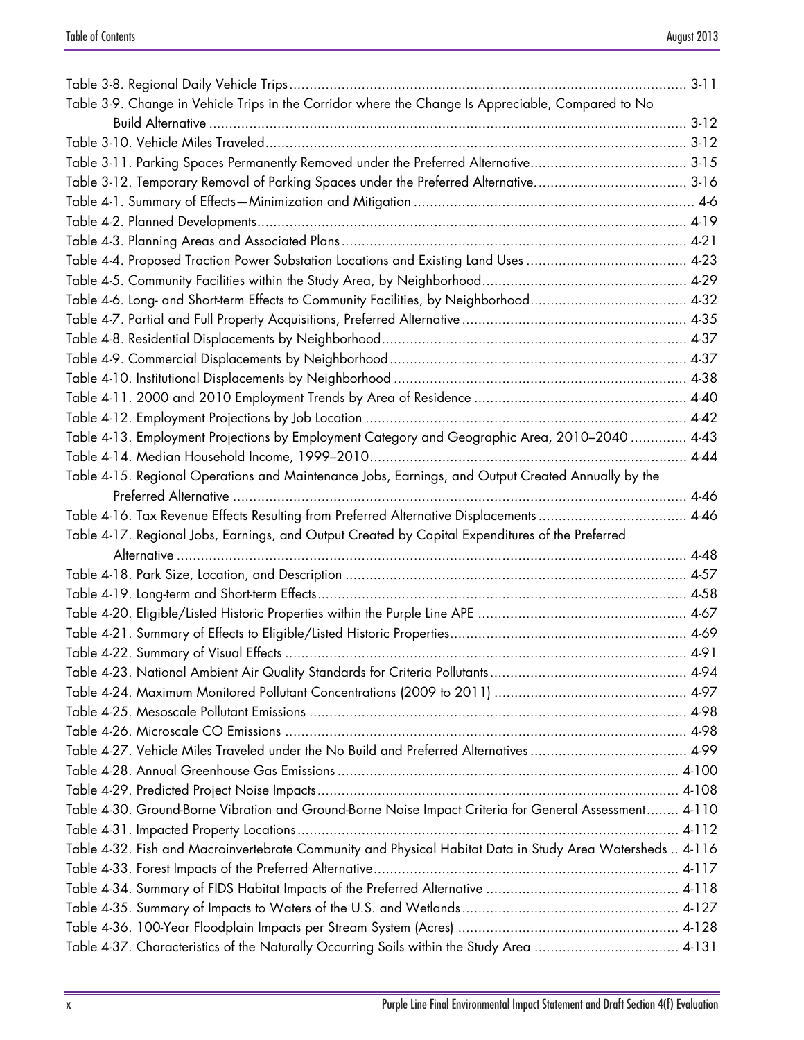Table 3-8. Regional Daily Vehicle Trips ........................................................................................................ 3-11
Table 3-9. Change in Vehicle Trips in the Corridor where the Change Is Appreciable, Compared to No Build Alternative ........................................................................................................ 3-12
Table 3-10. Vehicle Miles Traveled ........................................................................................................ 3-12
Table 3-11. Parking Spaces Permanently Removed under the Preferred Alternative ........................................ 3-15
Table 3-12. Temporary Removal of Parking Spaces under the Preferred Alternative. ........................................ 3-16
Table 4-1. Summary of Effects—Minimization and Mitigation ........................................................................ 4-6
Table 4-2. Planned Developments ........................................................................................................ 4-19
Table 4-3. Planning Areas and Associated Plans ........................................................................................ 4-21
Table 4-4. Proposed Traction Power Substation Locations and Existing Land Uses ........................................ 4-23
Table 4-5. Community Facilities within the Study Area, by Neighborhood ................................................... 4-29
Table 4-6. Long- and Short-term Effects to Community Facilities, by Neighborhood ........................................ 4-32
Table 4-7. Partial and Full Property Acquisitions, Preferred Alternative ........................................................ 4-35
Table 4-8. Residential Displacements by Neighborhood ................................................................................ 4-37
Table 4-9. Commercial Displacements by Neighborhood ................................................................................ 4-37
Table 4-10. Institutional Displacements by Neighborhood ............................................................................ 4-38
Table 4-11. 2000 and 2010 Employment Trends by Area of Residence ........................................................ 4-40
Table 4-12. Employment Projections by Job Location ................................................................................ 4-42
Table 4-13. Employment Projections by Employment Category and Geographic Area, 2010–2040 .............. 4-43
Table 4-14. Median Household Income, 1999–2010 ................................................................................ 4-44
Table 4-15. Regional Operations and Maintenance Jobs, Earnings, and Output Created Annually by the Preferred Alternative ........................................................................................................ 4-46
Table 4-16. Tax Revenue Effects Resulting from Preferred Alternative Displacements ..................................... 4-46
Table 4-17. Regional Jobs, Earnings, and Output Created by Capital Expenditures of the Preferred Alternative ........................................................................................................ 4-48
Table 4-18. Park Size, Location, and Description ........................................................................................ 4-57
Table 4-19. Long-term and Short-term Effects ........................................................................................ 4-58
Table 4-20. Eligible/Listed Historic Properties within the Purple Line APE .................................................... 4-67
Table 4-21. Summary of Effects to Eligible/Listed Historic Properties ............................................................ 4-69
Table 4-22. Summary of Visual Effects ........................................................................................................ 4-91
Table 4-23. National Ambient Air Quality Standards for Criteria Pollutants .................................................. 4-94
Table 4-24. Maximum Monitored Pollutant Concentrations (2009 to 2011) ................................................ 4-97
Table 4-25. Mesoscale Pollutant Emissions ........................................................................................................ 4-98
Table 4-26. Microscale CO Emissions ........................................................................................................ 4-98
Table 4-27. Vehicle Miles Traveled under the No Build and Preferred Alternatives ........................................ 4-99
Table 4-28. Annual Greenhouse Gas Emissions ........................................................................................ 4-100
Table 4-29. Predicted Project Noise Impacts ........................................................................................ 4-108
Table 4-30. Ground-Borne Vibration and Ground-Borne Noise Impact Criteria for General Assessment ........ 4-110
Table 4-31. Impacted Property Locations ........................................................................................................ 4-112
Table 4-32. Fish and Macroinvertebrate Community and Physical Habitat Data in Study Area Watersheds .. 4-116
Table 4-33. Forest Impacts of the Preferred Alternative ................................................................................ 4-117
Table 4-34. Summary of FIDS Habitat Impacts of the Preferred Alternative ................................................ 4-118
Table 4-35. Summary of Impacts to Waters of the U.S. and Wetlands ........................................................ 4-127
Table 4-36. 100-Year Floodplain Impacts per Stream System (Acres) ........................................................ 4-128
Table 4-37. Characteristics of the Naturally Occurring Soils within the Study Area ..................................... 4-131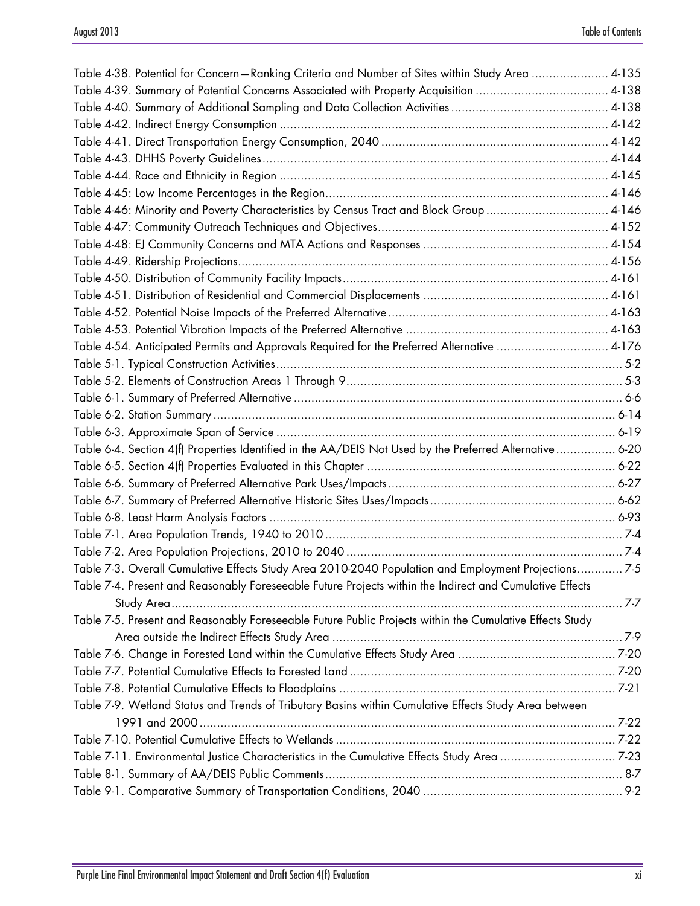Table 4-38. Potential for Concern—Ranking Criteria and Number of Sites within Study Area ...................... 4-135
Table 4-39. Summary of Potential Concerns Associated with Property Acquisition ...................................... 4-138
Table 4-40. Summary of Additional Sampling and Data Collection Activities ............................................ 4-138
Table 4-42. Indirect Energy Consumption ............................................................................................ 4-142
Table 4-41. Direct Transportation Energy Consumption, 2040 ................................................................ 4-142
Table 4-43. DHHS Poverty Guidelines.................................................................................................. 4-144
Table 4-44. Race and Ethnicity in Region ............................................................................................. 4-145
Table 4-45: Low Income Percentages in the Region............................................................................... 4-146
Table 4-46: Minority and Poverty Characteristics by Census Tract and Block Group .................................. 4-146
Table 4-47: Community Outreach Techniques and Objectives................................................................. 4-152
Table 4-48: EJ Community Concerns and MTA Actions and Responses .................................................... 4-154
Table 4-49. Ridership Projections......................................................................................................... 4-156
Table 4-50. Distribution of Community Facility Impacts........................................................................... 4-161
Table 4-51. Distribution of Residential and Commercial Displacements .................................................... 4-161
Table 4-52. Potential Noise Impacts of the Preferred Alternative .............................................................. 4-163
Table 4-53. Potential Vibration Impacts of the Preferred Alternative ......................................................... 4-163
Table 4-54. Anticipated Permits and Approvals Required for the Preferred Alternative ............................... 4-176
Table 5-1. Typical Construction Activities................................................................................................. 5-2
Table 5-2. Elements of Construction Areas 1 Through 9............................................................................. 5-3
Table 6-1. Summary of Preferred Alternative ............................................................................................ 6-6
Table 6-2. Station Summary ................................................................................................................. 6-14
Table 6-3. Approximate Span of Service ............................................................................................... 6-19
Table 6-4. Section 4(f) Properties Identified in the AA/DEIS Not Used by the Preferred Alternative ................ 6-20
Table 6-5. Section 4(f) Properties Evaluated in this Chapter ...................................................................... 6-22
Table 6-6. Summary of Preferred Alternative Park Uses/Impacts ................................................................ 6-27
Table 6-7. Summary of Preferred Alternative Historic Sites Uses/Impacts .................................................... 6-62
Table 6-8. Least Harm Analysis Factors .................................................................................................. 6-93
Table 7-1. Area Population Trends, 1940 to 2010 .................................................................................... 7-4
Table 7-2. Area Population Projections, 2010 to 2040 .............................................................................. 7-4
Table 7-3. Overall Cumulative Effects Study Area 2010-2040 Population and Employment Projections............. 7-5
Table 7-4. Present and Reasonably Foreseeable Future Projects within the Indirect and Cumulative Effects Study Area ............................................................................................................................... 7-7
Table 7-5. Present and Reasonably Foreseeable Future Public Projects within the Cumulative Effects Study Area outside the Indirect Effects Study Area .................................................................................. 7-9
Table 7-6. Change in Forested Land within the Cumulative Effects Study Area ............................................ 7-20
Table 7-7. Potential Cumulative Effects to Forested Land ........................................................................... 7-20
Table 7-8. Potential Cumulative Effects to Floodplains .............................................................................. 7-21
Table 7-9. Wetland Status and Trends of Tributary Basins within Cumulative Effects Study Area between 1991 and 2000 ...................................................................................................................... 7-22
Table 7-10. Potential Cumulative Effects to Wetlands ............................................................................... 7-22
Table 7-11. Environmental Justice Characteristics in the Cumulative Effects Study Area ................................ 7-23
Table 8-1. Summary of AA/DEIS Public Comments .................................................................................... 8-7
Table 9-1. Comparative Summary of Transportation Conditions, 2040 ........................................................ 9-2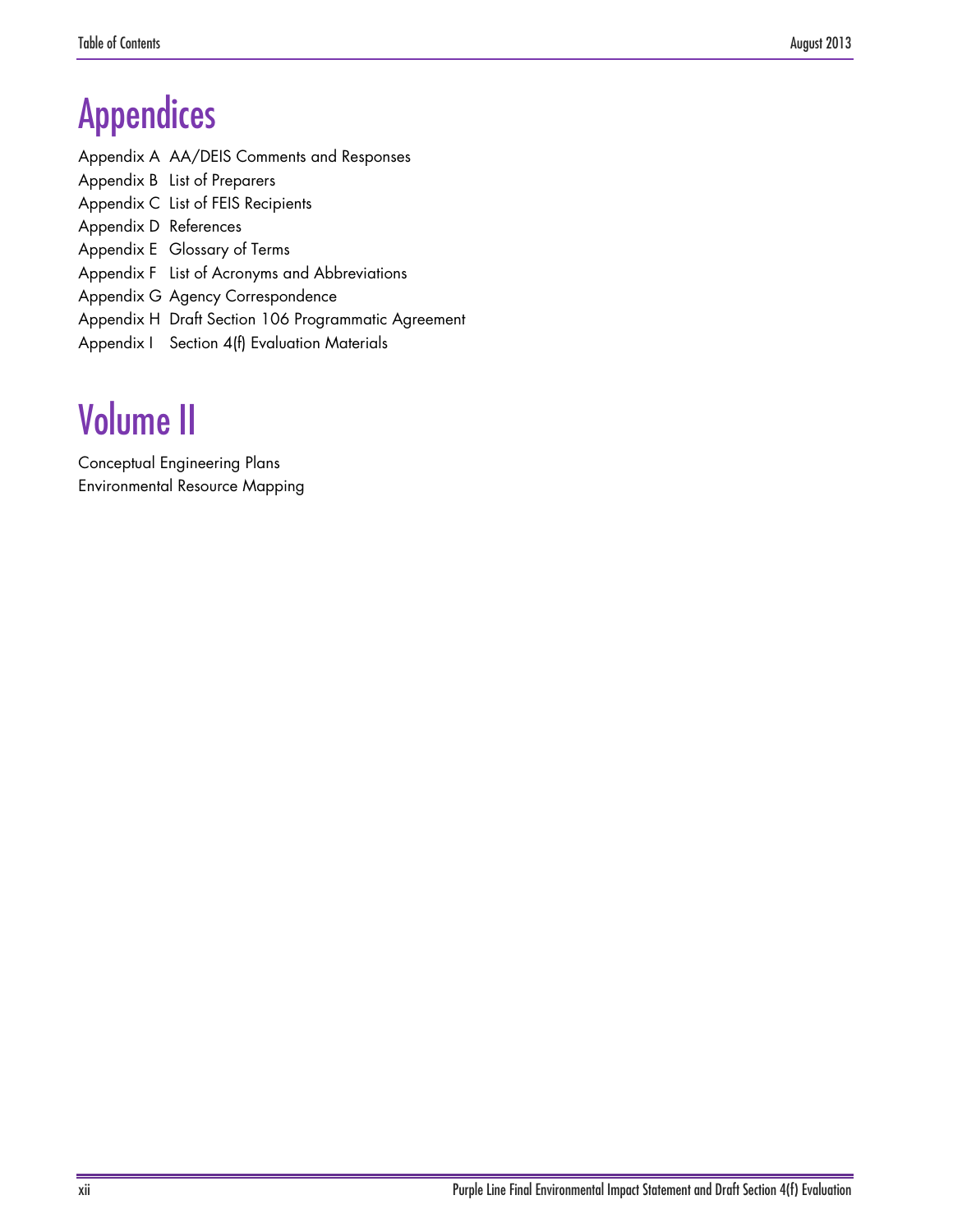# Appendices

Appendix A AA/DEIS Comments and Responses
Appendix B List of Preparers
Appendix C List of FEIS Recipients
Appendix D References
Appendix E Glossary of Terms
Appendix F List of Acronyms and Abbreviations
Appendix G Agency Correspondence
Appendix H Draft Section 106 Programmatic Agreement
Appendix I Section 4(f) Evaluation Materials

# Volume II

Conceptual Engineering Plans
Environmental Resource Mapping